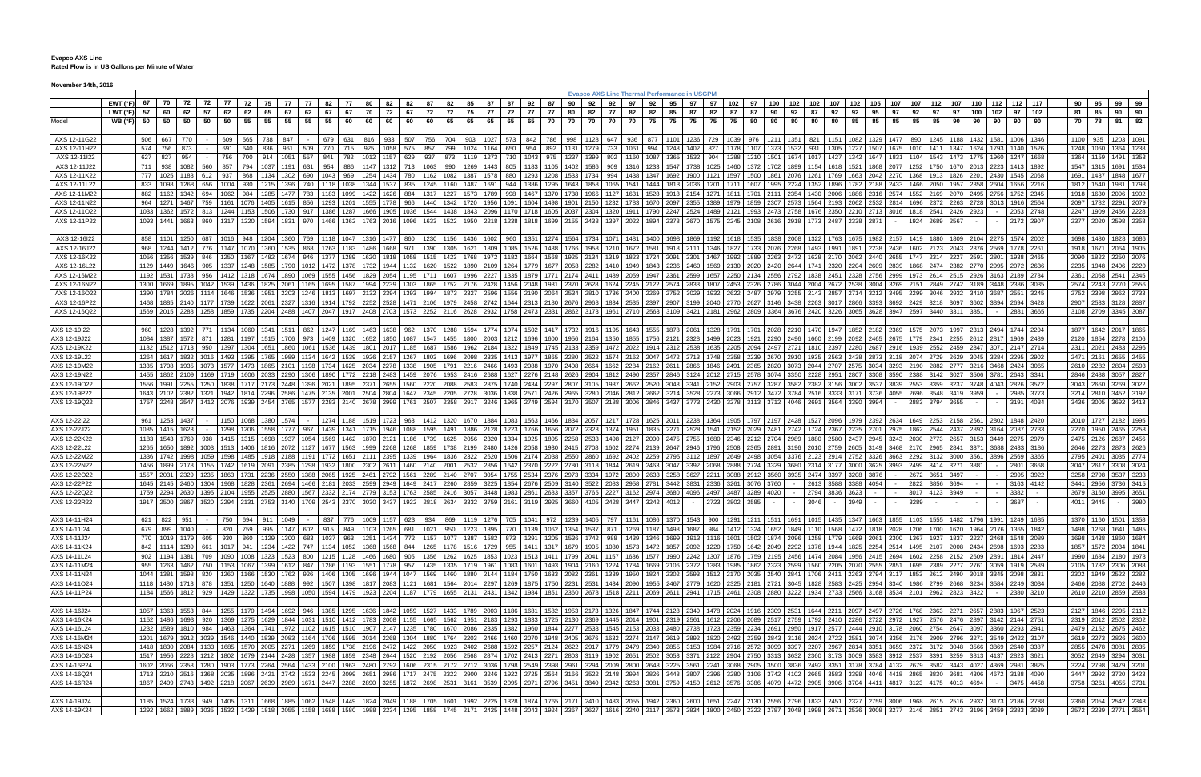**Evapco AXS Line**

**Rated Flow is in US Gallons per Minute of Water**

**November 14th, 2016**

**Evapco AXS Line Thermal Performance in USGPM**

| EWT (°F) | 67 | 70 | 72 | 72 | 77 | 72 | 75 | 77 | 77 | 82 | 77 | 80 | 82 | 82 | 87 | 82 | 85 | 87 | 87 | 92 | 87 | 90 | 92 | 92 | 97 | 92 | 95 | 97 | 97 | 102 | 97 | 100 | 102 | 102 | 107 | 102 | 105 | 107 | 107 | 112 | 107 | 110 | 112 | 112 | 117 | 90 | 95 | 99 | 99 |
|---|---|---|---|---|---|---|---|---|---|---|---|---|---|---|---|---|---|---|---|---|---|---|---|---|---|---|---|---|---|---|---|---|---|---|---|---|---|---|---|---|---|---|---|---|---|---|---|---|---|
| **LWT (°F)** | 57 | 60 | 62 | 57 | 62 | 62 | 65 | 67 | 62 | 67 | 67 | 70 | 72 | 67 | 72 | 72 | 75 | 77 | 72 | 77 | 77 | 80 | 82 | 77 | 82 | 82 | 85 | 87 | 82 | 87 | 87 | 90 | 92 | 87 | 92 | 92 | 95 | 97 | 92 | 97 | 97 | 100 | 102 | 97 | 102 | 81 | 85 | 90 | 90 |
| **Model / WB (°F)** | 50 | 50 | 50 | 50 | 50 | 55 | 55 | 55 | 55 | 55 | 60 | 60 | 60 | 60 | 60 | 65 | 65 | 65 | 65 | 65 | 70 | 70 | 70 | 70 | 70 | 75 | 75 | 75 | 75 | 75 | 80 | 80 | 80 | 80 | 80 | 85 | 85 | 85 | 85 | 85 | 90 | 90 | 90 | 90 | 90 | 70 | 78 | 81 | 82 |
| AXS 12-11G22 | 506 | 667 | 770 | - | 609 | 565 | 738 | 847 | - | 679 | 631 | 816 | 933 | 507 | 756 | 704 | 903 | 1027 | 573 | 842 | 786 | 998 | 1128 | 647 | 936 | 877 | 1101 | 1236 | 729 | 1039 | 976 | 1211 | 1351 | 821 | 1151 | 1082 | 1329 | 1477 | 890 | 1245 | 1185 | 1432 | 1581 | 1006 | 1346 | 1100 | 935 | 1203 | 1091 |
| AXS 12-11H22 | 574 | 756 | 873 | - | 691 | 640 | 836 | 961 | 509 | 770 | 715 | 925 | 1058 | 575 | 857 | 799 | 1024 | 1164 | 650 | 954 | 892 | 1131 | 1279 | 733 | 1061 | 994 | 1248 | 1402 | 827 | 1178 | 1107 | 1373 | 1532 | 931 | 1305 | 1227 | 1507 | 1675 | 1010 | 1411 | 1347 | 1624 | 1793 | 1140 | 1526 | 1248 | 1060 | 1364 | 1238 |
| AXS 12-11I22 | 627 | 827 | 954 | - | 756 | 700 | 914 | 1051 | 557 | 841 | 782 | 1012 | 1157 | 629 | 937 | 873 | 1119 | 1273 | 710 | 1043 | 975 | 1237 | 1399 | 802 | 1160 | 1087 | 1365 | 1532 | 904 | 1288 | 1210 | 1501 | 1674 | 1017 | 1427 | 1342 | 1647 | 1831 | 1104 | 1543 | 1473 | 1775 | 1960 | 1247 | 1668 | 1364 | 1159 | 1491 | 1353 |
| AXS 12-11J22 | 711 | 938 | 1082 | 560 | 857 | 794 | 1037 | 1191 | 631 | 954 | 886 | 1147 | 1312 | 713 | 1063 | 990 | 1269 | 1443 | 805 | 1183 | 1105 | 1402 | 1586 | 909 | 1316 | 1233 | 1547 | 1738 | 1025 | 1460 | 1372 | 1702 | 1899 | 1154 | 1618 | 1521 | 1868 | 2077 | 1252 | 1750 | 1670 | 2013 | 2223 | 1413 | 1892 | 1547 | 1315 | 1691 | 1534 |
| AXS 12-11K22 | 777 | 1025 | 1183 | 612 | 937 | 868 | 1134 | 1302 | 690 | 1043 | 969 | 1254 | 1434 | 780 | 1162 | 1082 | 1387 | 1578 | 880 | 1293 | 1208 | 1533 | 1734 | 994 | 1438 | 1347 | 1692 | 1900 | 1121 | 1597 | 1500 | 1861 | 2076 | 1261 | 1769 | 1663 | 2042 | 2270 | 1368 | 1913 | 1826 | 2201 | 2430 | 1545 | 2068 | 1691 | 1437 | 1848 | 1677 |
| AXS 12-11L22 | 833 | 1098 | 1268 | 656 | 1004 | 930 | 1215 | 1396 | 740 | 1118 | 1038 | 1344 | 1537 | 835 | 1245 | 1160 | 1487 | 1691 | 944 | 1386 | 1295 | 1643 | 1858 | 1065 | 1541 | 1444 | 1813 | 2036 | 1201 | 1711 | 1607 | 1995 | 2224 | 1352 | 1896 | 1782 | 2188 | 2433 | 1466 | 2050 | 1957 | 2358 | 2604 | 1656 | 2216 | 1812 | 1540 | 1981 | 1798 |
| AXS 12-11M22 | 882 | 1162 | 1342 | 694 | 1062 | 984 | 1285 | 1477 | 783 | 1183 | 1099 | 1422 | 1626 | 884 | 1317 | 1227 | 1573 | 1789 | 998 | 1467 | 1370 | 1738 | 1966 | 1127 | 1631 | 1528 | 1918 | 2154 | 1271 | 1811 | 1701 | 2111 | 2354 | 1430 | 2006 | 1886 | 2316 | 2574 | 1552 | 2169 | 2070 | 2495 | 2756 | 1752 | 2345 | 1918 | 1630 | 2096 | 1902 |
| AXS 12-11N22 | 964 | 1271 | 1467 | 759 | 1161 | 1076 | 1405 | 1615 | 856 | 1293 | 1201 | 1555 | 1778 | 966 | 1440 | 1342 | 1720 | 1956 | 1091 | 1604 | 1498 | 1901 | 2150 | 1232 | 1783 | 1670 | 2097 | 2355 | 1389 | 1979 | 1859 | 2307 | 2573 | 1564 | 2193 | 2062 | 2532 | 2814 | 1696 | 2372 | 2263 | 2728 | 3013 | 1916 | 2564 | 2097 | 1782 | 2291 | 2079 |
| AXS 12-11O22 | 1033 | 1362 | 1572 | 813 | 1244 | 1153 | 1506 | 1730 | 917 | 1386 | 1287 | 1666 | 1905 | 1036 | 1544 | 1438 | 1843 | 2096 | 1170 | 1718 | 1605 | 2037 | 2304 | 1320 | 1911 | 1790 | 2247 | 2524 | 1489 | 2121 | 1993 | 2473 | 2758 | 1676 | 2350 | 2210 | 2713 | 3016 | 1818 | 2541 | 2426 | 2923 | - | 2053 | 2748 | 2247 | 1909 | 2456 | 2228 |
| AXS 12-11P22 | 1093 | 1441 | 1663 | 860 | 1317 | 1220 | 1594 | 1831 | 970 | 1466 | 1362 | 1763 | 2016 | 1096 | 1633 | 1522 | 1950 | 2218 | 1238 | 1818 | 1699 | 2155 | 2438 | 1397 | 2022 | 1894 | 2378 | 2670 | 1575 | 2245 | 2108 | 2616 | 2918 | 1773 | 2487 | 2338 | 2871 | - | 1924 | 2689 | 2567 | - | - | 2172 | 2907 | 2377 | 2020 | 2598 | 2358 |
| AXS 12-16I22 | 858 | 1101 | 1250 | 687 | 1016 | 948 | 1204 | 1360 | 769 | 1118 | 1047 | 1316 | 1477 | 860 | 1230 | 1156 | 1436 | 1602 | 960 | 1351 | 1274 | 1564 | 1734 | 1071 | 1481 | 1400 | 1698 | 1869 | 1192 | 1618 | 1535 | 1838 | 2008 | 1322 | 1763 | 1675 | 1982 | 2157 | 1419 | 1880 | 1809 | 2104 | 2275 | 1574 | 2002 | 1698 | 1480 | 1828 | 1686 |
| AXS 12-16J22 | 968 | 1244 | 1412 | 776 | 1147 | 1070 | 1360 | 1535 | 868 | 1263 | 1183 | 1486 | 1668 | 971 | 1390 | 1305 | 1621 | 1809 | 1085 | 1526 | 1438 | 1766 | 1958 | 1210 | 1672 | 1581 | 1918 | 2111 | 1346 | 1827 | 1733 | 2076 | 2268 | 1493 | 1991 | 1891 | 2238 | 2436 | 1602 | 2123 | 2043 | 2376 | 2569 | 1778 | 2261 | 1918 | 1671 | 2064 | 1905 |
| AXS 12-16K22 | 1056 | 1356 | 1539 | 846 | 1250 | 1167 | 1482 | 1674 | 946 | 1377 | 1289 | 1620 | 1818 | 1058 | 1515 | 1423 | 1768 | 1972 | 1182 | 1664 | 1568 | 1925 | 2134 | 1319 | 1823 | 1724 | 2091 | 2301 | 1467 | 1992 | 1889 | 2263 | 2472 | 1628 | 2170 | 2062 | 2440 | 2655 | 1747 | 2314 | 2227 | 2591 | 2801 | 1938 | 2465 | 2090 | 1822 | 2250 | 2076 |
| AXS 12-16L22 | 1129 | 1449 | 1646 | 905 | 1337 | 1248 | 1585 | 1790 | 1012 | 1472 | 1378 | 1732 | 1944 | 1132 | 1620 | 1522 | 1890 | 2109 | 1264 | 1779 | 1677 | 2058 | 2282 | 1410 | 1949 | 1843 | 2236 | 2460 | 1569 | 2130 | 2020 | 2420 | 2644 | 1741 | 2320 | 2204 | 2609 | 2839 | 1868 | 2474 | 2382 | 2770 | 2995 | 2072 | 2636 | 2235 | 1948 | 2406 | 2220 |
| AXS 12-16M22 | 1192 | 1531 | 1738 | 956 | 1412 | 1318 | 1674 | 1890 | 1069 | 1555 | 1456 | 1829 | 2054 | 1195 | 1711 | 1607 | 1996 | 2227 | 1335 | 1879 | 1771 | 2174 | 2411 | 1489 | 2059 | 1947 | 2361 | 2599 | 1657 | 2250 | 2134 | 2556 | 2792 | 1838 | 2451 | 2328 | 2756 | 2999 | 1973 | 2614 | 2515 | 2926 | 3163 | 2189 | 2784 | 2361 | 2058 | 2541 | 2345 |
| AXS 12-16N22 | 1300 | 1669 | 1895 | 1042 | 1539 | 1436 | 1825 | 2061 | 1165 | 1695 | 1587 | 1994 | 2239 | 1303 | 1865 | 1752 | 2176 | 2428 | 1456 | 2048 | 1931 | 2370 | 2628 | 1624 | 2245 | 2122 | 2574 | 2833 | 1807 | 2453 | 2326 | 2786 | 3044 | 2004 | 2672 | 2538 | 3004 | 3269 | 2151 | 2849 | 2742 | 3189 | 3448 | 2386 | 3035 | 2574 | 2243 | 2770 | 2556 |
| AXS 12-16O22 | 1390 | 1784 | 2026 | 1114 | 1646 | 1536 | 1951 | 2203 | 1246 | 1813 | 1697 | 2132 | 2394 | 1393 | 1994 | 1873 | 2327 | 2596 | 1556 | 2190 | 2064 | 2534 | 2810 | 1736 | 2400 | 2269 | 2752 | 3029 | 1932 | 2622 | 2487 | 2979 | 3255 | 2143 | 2857 | 2714 | 3212 | 3495 | 2299 | 3046 | 2932 | 3410 | 3687 | 2551 | 3245 | 2752 | 2398 | 2962 | 2733 |
| AXS 12-16P22 | 1468 | 1885 | 2140 | 1177 | 1739 | 1622 | 2061 | 2327 | 1316 | 1914 | 1792 | 2252 | 2528 | 1471 | 2106 | 1979 | 2458 | 2742 | 1644 | 2313 | 2180 | 2676 | 2968 | 1834 | 2535 | 2397 | 2907 | 3199 | 2040 | 2770 | 2627 | 3146 | 3438 | 2263 | 3017 | 2866 | 3393 | 3692 | 2429 | 3218 | 3097 | 3602 | 3894 | 2694 | 3428 | 2907 | 2533 | 3128 | 2887 |
| AXS 12-16Q22 | 1569 | 2015 | 2288 | 1258 | 1859 | 1735 | 2204 | 2488 | 1407 | 2047 | 1917 | 2408 | 2703 | 1573 | 2252 | 2116 | 2628 | 2932 | 1758 | 2473 | 2331 | 2862 | 3173 | 1961 | 2710 | 2563 | 3109 | 3421 | 2181 | 2962 | 2809 | 3364 | 3676 | 2420 | 3226 | 3065 | 3628 | 3947 | 2597 | 3440 | 3311 | 3851 | - | 2881 | 3665 | 3108 | 2709 | 3345 | 3087 |
| AXS 12-19I22 | 960 | 1228 | 1392 | 771 | 1134 | 1060 | 1341 | 1511 | 862 | 1247 | 1169 | 1463 | 1638 | 962 | 1370 | 1288 | 1594 | 1774 | 1074 | 1502 | 1417 | 1732 | 1916 | 1195 | 1643 | 1555 | 1878 | 2061 | 1328 | 1791 | 1701 | 2028 | 2210 | 1470 | 1947 | 1852 | 2182 | 2369 | 1575 | 2073 | 1997 | 2313 | 2494 | 1744 | 2204 | 1877 | 1642 | 2017 | 1865 |
| AXS 12-19J22 | 1084 | 1387 | 1572 | 871 | 1281 | 1197 | 1515 | 1706 | 973 | 1409 | 1320 | 1652 | 1850 | 1087 | 1547 | 1455 | 1800 | 2003 | 1212 | 1696 | 1600 | 1956 | 2164 | 1350 | 1856 | 1756 | 2121 | 2328 | 1500 | 2023 | 1921 | 2290 | 2496 | 1660 | 2199 | 2092 | 2465 | 2675 | 1779 | 2341 | 2255 | 2612 | 2817 | 1969 | 2489 | 2120 | 1854 | 2278 | 2106 |
| AXS 12-19K22 | 1182 | 1512 | 1713 | 950 | 1397 | 1304 | 1651 | 1860 | 1061 | 1536 | 1439 | 1801 | 2017 | 1185 | 1687 | 1586 | 1962 | 2184 | 1322 | 1849 | 1745 | 2133 | 2359 | 1472 | 2022 | 1914 | 2312 | 2538 | 1635 | 2205 | 2094 | 2497 | 2721 | 1810 | 2397 | 2280 | 2687 | 2916 | 1939 | 2552 | 2459 | 2847 | 3071 | 2147 | 2714 | 2311 | 2021 | 2483 | 2296 |
| AXS 12-19L22 | 1264 | 1617 | 1832 | 1016 | 1493 | 1395 | 1765 | 1989 | 1134 | 1642 | 1539 | 1926 | 2157 | 1267 | 1803 | 1696 | 2098 | 2335 | 1413 | 1977 | 1865 | 2280 | 2522 | 1574 | 2162 | 2047 | 2472 | 2713 | 1748 | 2358 | 2239 | 2670 | 2910 | 1935 | 2563 | 2438 | 2873 | 3118 | 2074 | 2729 | 2629 | 3045 | 3284 | 2295 | 2902 | 2471 | 2161 | 2655 | 2455 |
| AXS 12-19M22 | 1335 | 1708 | 1935 | 1073 | 1577 | 1473 | 1865 | 2101 | 1198 | 1734 | 1625 | 2034 | 2278 | 1338 | 1905 | 1791 | 2216 | 2466 | 1493 | 2088 | 1970 | 2408 | 2664 | 1662 | 2284 | 2162 | 2611 | 2866 | 1846 | 2491 | 2365 | 2820 | 3073 | 2044 | 2707 | 2575 | 3034 | 3293 | 2190 | 2882 | 2777 | 3216 | 3468 | 2424 | 3065 | 2610 | 2282 | 2804 | 2593 |
| AXS 12-19N22 | 1455 | 1862 | 2109 | 1169 | 1719 | 1606 | 2033 | 2290 | 1306 | 1890 | 1772 | 2218 | 2483 | 1459 | 2076 | 1953 | 2416 | 2688 | 1627 | 2276 | 2148 | 2626 | 2904 | 1812 | 2490 | 2357 | 2846 | 3124 | 2012 | 2715 | 2578 | 3074 | 3350 | 2228 | 2951 | 2807 | 3308 | 3590 | 2388 | 3142 | 3027 | 3506 | 3781 | 2643 | 3341 | 2846 | 2488 | 3057 | 2827 |
| AXS 12-19O22 | 1556 | 1991 | 2255 | 1250 | 1838 | 1717 | 2173 | 2448 | 1396 | 2021 | 1895 | 2371 | 2655 | 1560 | 2220 | 2088 | 2583 | 2875 | 1740 | 2434 | 2297 | 2807 | 3105 | 1937 | 2662 | 2520 | 3043 | 3341 | 2152 | 2903 | 2757 | 3287 | 3582 | 2382 | 3156 | 3002 | 3537 | 3839 | 2553 | 3359 | 3237 | 3748 | 4043 | 2826 | 3572 | 3043 | 2660 | 3269 | 3022 |
| AXS 12-19P22 | 1643 | 2102 | 2382 | 1321 | 1942 | 1814 | 2296 | 2586 | 1475 | 2135 | 2001 | 2504 | 2804 | 1647 | 2345 | 2205 | 2728 | 3036 | 1838 | 2571 | 2426 | 2965 | 3280 | 2046 | 2812 | 2662 | 3214 | 3528 | 2273 | 3066 | 2912 | 3472 | 3784 | 2516 | 3333 | 3171 | 3736 | 4055 | 2696 | 3548 | 3419 | 3959 | - | 2985 | 3773 | 3214 | 2810 | 3452 | 3192 |
| AXS 12-19Q22 | 1757 | 2248 | 2547 | 1412 | 2076 | 1939 | 2454 | 2765 | 1577 | 2283 | 2140 | 2678 | 2999 | 1761 | 2507 | 2358 | 2917 | 3246 | 1965 | 2749 | 2594 | 3170 | 3507 | 2188 | 3006 | 2846 | 3437 | 3773 | 2430 | 3278 | 3113 | 3712 | 4046 | 2691 | 3564 | 3390 | 3994 | - | 2883 | 3794 | 3655 | - | - | 3191 | 4034 | 3436 | 3005 | 3692 | 3413 |
| AXS 12-22I22 | 961 | 1253 | 1437 | - | 1150 | 1068 | 1380 | 1574 | - | 1274 | 1188 | 1519 | 1723 | 963 | 1412 | 1320 | 1670 | 1884 | 1083 | 1563 | 1466 | 1834 | 2057 | 1217 | 1728 | 1625 | 2011 | 2238 | 1364 | 1905 | 1797 | 2197 | 2428 | 1527 | 2096 | 1979 | 2392 | 2634 | 1649 | 2253 | 2158 | 2561 | 2802 | 1848 | 2420 | 2010 | 1727 | 2182 | 1995 |
| AXS 12-22J22 | 1085 | 1415 | 1623 | - | 1298 | 1206 | 1558 | 1777 | 967 | 1439 | 1341 | 1715 | 1946 | 1088 | 1595 | 1491 | 1886 | 2128 | 1223 | 1766 | 1656 | 2072 | 2323 | 1374 | 1951 | 1835 | 2271 | 2528 | 1541 | 2152 | 2029 | 2481 | 2742 | 1724 | 2367 | 2235 | 2701 | 2975 | 1862 | 2544 | 2437 | 2892 | 3164 | 2087 | 2733 | 2270 | 1950 | 2465 | 2253 |
| AXS 12-22K22 | 1183 | 1543 | 1769 | 938 | 1415 | 1315 | 1698 | 1937 | 1054 | 1569 | 1462 | 1870 | 2121 | 1186 | 1739 | 1625 | 2056 | 2320 | 1334 | 1925 | 1805 | 2258 | 2533 | 1498 | 2127 | 2000 | 2475 | 2755 | 1680 | 2346 | 2212 | 2704 | 2989 | 1880 | 2580 | 2437 | 2945 | 3243 | 2030 | 2773 | 2657 | 3153 | 3449 | 2275 | 2979 | 2475 | 2126 | 2687 | 2456 |
| AXS 12-22L22 | 1265 | 1650 | 1892 | 1003 | 1513 | 1406 | 1816 | 2072 | 1127 | 1677 | 1563 | 1999 | 2268 | 1268 | 1859 | 1738 | 2199 | 2480 | 1426 | 2058 | 1930 | 2415 | 2708 | 1602 | 2274 | 2139 | 2647 | 2946 | 1796 | 2508 | 2365 | 2891 | 3196 | 2010 | 2759 | 2605 | 3149 | 3468 | 2170 | 2965 | 2841 | 3371 | 3688 | 2433 | 3186 | 2646 | 2273 | 2873 | 2626 |
| AXS 12-22M22 | 1336 | 1742 | 1998 | 1059 | 1598 | 1485 | 1918 | 2188 | 1191 | 1772 | 1651 | 2111 | 2395 | 1339 | 1964 | 1836 | 2322 | 2620 | 1506 | 2174 | 2038 | 2550 | 2860 | 1692 | 2402 | 2259 | 2795 | 3112 | 1897 | 2649 | 2498 | 3054 | 3376 | 2123 | 2914 | 2752 | 3326 | 3663 | 2292 | 3132 | 3000 | 3561 | 3896 | 2569 | 3365 | 2795 | 2401 | 3035 | 2774 |
| AXS 12-22N22 | 1456 | 1899 | 2178 | 1155 | 1742 | 1619 | 2091 | 2385 | 1298 | 1932 | 1800 | 2302 | 2611 | 1460 | 2140 | 2001 | 2532 | 2856 | 1642 | 2370 | 2222 | 2780 | 3118 | 1844 | 2619 | 2463 | 3047 | 3392 | 2068 | 2888 | 2724 | 3329 | 3680 | 2314 | 3177 | 3000 | 3625 | 3993 | 2499 | 3414 | 3271 | 3881 | - | 2801 | 3668 | 3047 | 2617 | 3308 | 3024 |
| AXS 12-22O22 | 1557 | 2031 | 2329 | 1235 | 1863 | 1731 | 2236 | 2550 | 1388 | 2065 | 1925 | 2461 | 2792 | 1561 | 2289 | 2140 | 2707 | 3054 | 1755 | 2534 | 2376 | 2973 | 3334 | 1972 | 2800 | 2633 | 3258 | 3627 | 2211 | 3088 | 2912 | 3560 | 3935 | 2474 | 3397 | 3208 | 3876 | - | 2672 | 3651 | 3497 | - | - | 2995 | 3922 | 3258 | 2798 | 3537 | 3233 |
| AXS 12-22P22 | 1645 | 2145 | 2460 | 1304 | 1968 | 1828 | 2361 | 2694 | 1466 | 2181 | 2033 | 2599 | 2949 | 1649 | 2417 | 2260 | 2859 | 3225 | 1854 | 2676 | 2509 | 3140 | 3522 | 2083 | 2958 | 2781 | 3442 | 3831 | 2336 | 3261 | 3076 | 3760 | - | 2613 | 3588 | 3388 | 4094 | - | 2822 | 3856 | 3694 | - | - | 3163 | 4142 | 3441 | 2956 | 3736 | 3415 |
| AXS 12-22Q22 | 1759 | 2294 | 2630 | 1395 | 2104 | 1955 | 2525 | 2880 | 1567 | 2332 | 2174 | 2779 | 3153 | 1763 | 2585 | 2416 | 3057 | 3448 | 1983 | 2861 | 2683 | 3357 | 3765 | 2227 | 3162 | 2974 | 3680 | 4096 | 2497 | 3487 | 3289 | 4020 | - | 2794 | 3836 | 3622 | - | - | 3017 | 4123 | 3949 | - | - | 3382 | - | 3679 | 3160 | 3995 | 3651 |
| AXS 12-22R22 | 1917 | 2500 | 2867 | 1520 | 2294 | 2131 | 2753 | 3140 | 1709 | 2543 | 2370 | 3030 | 3437 | 1922 | 2818 | 2634 | 3332 | 3759 | 2161 | 3119 | 2925 | 3660 | 4105 | 2428 | 3447 | 3242 | 4012 | - | 2723 | 3802 | 3585 | - | - | 3046 | - | 3949 | - | - | 3289 | - | - | - | - | 3687 | - | 4011 | 3445 | - | 3980 |
| AXS 14-11H24 | 621 | 822 | 951 | - | 750 | 694 | 911 | 1049 | - | 837 | 776 | 1009 | 1157 | 623 | 934 | 869 | 1119 | 1276 | 705 | 1041 | 972 | 1239 | 1405 | 797 | 1161 | 1086 | 1370 | 1543 | 900 | 1291 | 1211 | 1511 | 1691 | 1015 | 1435 | 1347 | 1663 | 1855 | 1103 | 1555 | 1482 | 1796 | 1991 | 1249 | 1685 | 1370 | 1160 | 1501 | 1358 |
| AXS 14-11I24 | 679 | 899 | 1040 | - | 820 | 759 | 995 | 1147 | 602 | 915 | 849 | 1103 | 1265 | 681 | 1021 | 950 | 1223 | 1395 | 770 | 1139 | 1062 | 1354 | 1537 | 871 | 1269 | 1187 | 1498 | 1687 | 984 | 1412 | 1324 | 1652 | 1849 | 1110 | 1568 | 1472 | 1818 | 2028 | 1206 | 1700 | 1620 | 1964 | 2176 | 1365 | 1842 | 1498 | 1268 | 1641 | 1485 |
| AXS 14-11J24 | 770 | 1019 | 1179 | 605 | 930 | 860 | 1129 | 1300 | 683 | 1037 | 963 | 1251 | 1434 | 772 | 1157 | 1077 | 1387 | 1582 | 873 | 1291 | 1205 | 1536 | 1742 | 988 | 1439 | 1346 | 1699 | 1913 | 1116 | 1601 | 1502 | 1874 | 2096 | 1258 | 1779 | 1669 | 2061 | 2300 | 1367 | 1927 | 1837 | 2227 | 2468 | 1548 | 2089 | 1698 | 1438 | 1860 | 1684 |
| AXS 14-11K24 | 842 | 1114 | 1289 | 661 | 1017 | 941 | 1234 | 1422 | 747 | 1134 | 1052 | 1368 | 1568 | 844 | 1265 | 1178 | 1516 | 1729 | 955 | 1411 | 1317 | 1679 | 1905 | 1080 | 1573 | 1472 | 1857 | 2092 | 1220 | 1750 | 1642 | 2049 | 2292 | 1376 | 1944 | 1825 | 2254 | 2514 | 1495 | 2107 | 2008 | 2434 | 2698 | 1693 | 2283 | 1857 | 1572 | 2034 | 1841 |
| AXS 14-11L24 | 902 | 1194 | 1381 | 709 | 1090 | 1008 | 1323 | 1523 | 800 | 1215 | 1128 | 1466 | 1680 | 905 | 1356 | 1262 | 1625 | 1853 | 1023 | 1513 | 1411 | 1799 | 2041 | 1157 | 1686 | 1577 | 1990 | 2242 | 1307 | 1876 | 1759 | 2195 | 2456 | 1474 | 2084 | 1956 | 2415 | 2694 | 1602 | 2258 | 2152 | 2609 | 2891 | 1814 | 2447 | 1990 | 1684 | 2180 | 1973 |
| AXS 14-11M24 | 955 | 1263 | 1462 | 750 | 1153 | 1067 | 1399 | 1612 | 847 | 1286 | 1193 | 1551 | 1778 | 957 | 1435 | 1335 | 1719 | 1961 | 1083 | 1601 | 1493 | 1904 | 2160 | 1224 | 1784 | 1669 | 2106 | 2372 | 1383 | 1985 | 1862 | 2323 | 2599 | 1560 | 2205 | 2070 | 2555 | 2851 | 1695 | 2389 | 2277 | 2761 | 3059 | 1919 | 2589 | 2105 | 1782 | 2306 | 2088 |
| AXS 14-11N24 | 1044 | 1381 | 1598 | 820 | 1260 | 1166 | 1530 | 1762 | 926 | 1406 | 1305 | 1696 | 1944 | 1047 | 1569 | 1460 | 1880 | 2144 | 1184 | 1750 | 1633 | 2082 | 2361 | 1339 | 1950 | 1824 | 2302 | 2593 | 1512 | 2170 | 2035 | 2540 | 2841 | 1706 | 2411 | 2263 | 2794 | 3117 | 1853 | 2612 | 2490 | 3018 | 3345 | 2098 | 2831 | 2302 | 1949 | 2522 | 2282 |
| AXS 14-11O24 | 1118 | 1480 | 1713 | 878 | 1351 | 1250 | 1640 | 1888 | 992 | 1507 | 1398 | 1817 | 2083 | 1121 | 1681 | 1564 | 2014 | 2297 | 1269 | 1875 | 1750 | 2231 | 2531 | 1434 | 2090 | 1955 | 2467 | 2779 | 1620 | 2325 | 2181 | 2721 | 3045 | 1828 | 2583 | 2425 | 2994 | 3340 | 1986 | 2799 | 2668 | 3234 | 3584 | 2249 | 3034 | 2466 | 2088 | 2702 | 2446 |
| AXS 14-11P24 | 1184 | 1566 | 1812 | 929 | 1429 | 1322 | 1735 | 1998 | 1050 | 1594 | 1479 | 1923 | 2204 | 1187 | 1779 | 1655 | 2131 | 2431 | 1342 | 1984 | 1851 | 2360 | 2678 | 1518 | 2211 | 2069 | 2611 | 2941 | 1715 | 2461 | 2308 | 2880 | 3222 | 1934 | 2733 | 2566 | 3168 | 3534 | 2101 | 2962 | 2823 | 3422 | - | 2380 | 3210 | 2610 | 2210 | 2859 | 2588 |
| AXS 14-16J24 | 1057 | 1363 | 1553 | 844 | 1255 | 1170 | 1494 | 1692 | 946 | 1385 | 1295 | 1636 | 1842 | 1059 | 1527 | 1433 | 1789 | 2003 | 1186 | 1681 | 1582 | 1953 | 2173 | 1326 | 1847 | 1744 | 2128 | 2349 | 1478 | 2024 | 1916 | 2309 | 2531 | 1644 | 2211 | 2097 | 2497 | 2726 | 1768 | 2363 | 2271 | 2657 | 2883 | 1967 | 2523 | 2127 | 1846 | 2295 | 2112 |
| AXS 14-16K24 | 1152 | 1486 | 1693 | 920 | 1369 | 1275 | 1629 | 1844 | 1031 | 1510 | 1412 | 1783 | 2008 | 1155 | 1665 | 1562 | 1951 | 2183 | 1293 | 1833 | 1725 | 2130 | 2369 | 1445 | 2014 | 1901 | 2319 | 2561 | 1612 | 2206 | 2089 | 2517 | 2759 | 1792 | 2410 | 2286 | 2722 | 2972 | 1927 | 2576 | 2476 | 2897 | 3142 | 2144 | 2751 | 2319 | 2012 | 2502 | 2302 |
| AXS 14-16L24 | 1232 | 1589 | 1810 | 984 | 1463 | 1364 | 1741 | 1972 | 1102 | 1615 | 1510 | 1907 | 2147 | 1235 | 1780 | 1670 | 2086 | 2335 | 1382 | 1960 | 1844 | 2277 | 2533 | 1545 | 2153 | 2033 | 2480 | 2738 | 1723 | 2359 | 2234 | 2691 | 2950 | 1917 | 2577 | 2444 | 2910 | 3178 | 2060 | 2754 | 2647 | 3097 | 3360 | 2293 | 2941 | 2479 | 2152 | 2675 | 2462 |
| AXS 14-16M24 | 1301 | 1679 | 1912 | 1039 | 1546 | 1440 | 1839 | 2083 | 1164 | 1706 | 1595 | 2014 | 2268 | 1304 | 1880 | 1764 | 2203 | 2466 | 1460 | 2070 | 1948 | 2405 | 2676 | 1632 | 2274 | 2147 | 2619 | 2892 | 1820 | 2492 | 2359 | 2843 | 3116 | 2024 | 2722 | 2581 | 3074 | 3356 | 2176 | 2909 | 2796 | 3271 | 3549 | 2422 | 3107 | 2619 | 2273 | 2826 | 2600 |
| AXS 14-16N24 | 1418 | 1830 | 2084 | 1133 | 1685 | 1570 | 2005 | 2271 | 1269 | 1859 | 1738 | 2196 | 2472 | 1422 | 2050 | 1923 | 2402 | 2688 | 1592 | 2257 | 2124 | 2622 | 2917 | 1779 | 2479 | 2340 | 2855 | 3153 | 1984 | 2716 | 2572 | 3099 | 3397 | 2207 | 2967 | 2814 | 3351 | 3659 | 2372 | 3172 | 3048 | 3566 | 3869 | 2640 | 3387 | 2855 | 2478 | 3081 | 2835 |
| AXS 14-16O24 | 1517 | 1956 | 2228 | 1212 | 1802 | 1679 | 2144 | 2428 | 1357 | 1988 | 1859 | 2348 | 2644 | 1520 | 2192 | 2056 | 2568 | 2874 | 1702 | 2413 | 2271 | 2803 | 3119 | 1902 | 2651 | 2502 | 3053 | 3371 | 2122 | 2904 | 2750 | 3313 | 3632 | 2360 | 3173 | 3009 | 3583 | 3912 | 2537 | 3391 | 3259 | 3813 | 4137 | 2823 | 3621 | 3052 | 2649 | 3294 | 3031 |
| AXS 14-16P24 | 1602 | 2066 | 2353 | 1280 | 1903 | 1773 | 2264 | 2564 | 1433 | 2100 | 1963 | 2480 | 2792 | 1606 | 2315 | 2172 | 2712 | 3036 | 1798 | 2549 | 2398 | 2961 | 3294 | 2009 | 2800 | 2643 | 3225 | 3561 | 2241 | 3068 | 2905 | 3500 | 3836 | 2492 | 3351 | 3178 | 3784 | 4132 | 2679 | 3582 | 3443 | 4027 | 4369 | 2981 | 3825 | 3224 | 2798 | 3479 | 3201 |
| AXS 14-16Q24 | 1713 | 2210 | 2516 | 1368 | 2035 | 1896 | 2421 | 2742 | 1533 | 2245 | 2099 | 2651 | 2986 | 1717 | 2475 | 2322 | 2900 | 3246 | 1922 | 2725 | 2564 | 3166 | 3522 | 2148 | 2993 | 2826 | 3448 | 3807 | 2396 | 3280 | 3106 | 3742 | 4102 | 2665 | 3583 | 3398 | 4046 | 4418 | 2865 | 3830 | 3681 | 4306 | 4672 | 3188 | 4090 | 3447 | 2992 | 3720 | 3423 |
| AXS 14-16R24 | 1867 | 2409 | 2743 | 1492 | 2218 | 2067 | 2639 | 2989 | 1671 | 2447 | 2288 | 2890 | 3255 | 1872 | 2698 | 2531 | 3161 | 3539 | 2095 | 2971 | 2796 | 3451 | 3840 | 2342 | 3263 | 3081 | 3759 | 4150 | 2612 | 3576 | 3386 | 4079 | 4472 | 2905 | 3906 | 3704 | 4411 | 4817 | 3123 | 4175 | 4013 | 4694 | - | 3475 | 4458 | 3758 | 3261 | 4055 | 3731 |
| AXS 14-19H24 | 1185 | 1524 | 1733 | 949 | 1405 | 1311 | 1668 | 1885 | 1062 | 1548 | 1449 | 1824 | 2049 | 1188 | 1705 | 1601 | 1992 | 2225 | 1328 | 1874 | 1765 | 2171 | 2410 | 1483 | 2055 | 1942 | 2360 | 2600 | 1651 | 2247 | 2130 | 2556 | 2796 | 1833 | 2453 | 2325 | 2759 | 3006 | 1968 | 2615 | 2516 | 2932 | 3173 | 2186 | 2788 | 2360 | 2054 | 2542 | 2344 |
| AXS 14-19K24 | 1292 | 1662 | 1889 | 1035 | 1532 | 1429 | 1818 | 2055 | 1158 | 1688 | 1580 | 1988 | 2234 | 1295 | 1858 | 1745 | 2171 | 2425 | 1448 | 2043 | 1924 | 2367 | 2627 | 1616 | 2240 | 2117 | 2573 | 2834 | 1800 | 2450 | 2322 | 2787 | 3048 | 1998 | 2674 | 2536 | 3008 | 3277 | 2146 | 2851 | 2743 | 3196 | 3459 | 2383 | 3039 | 2572 | 2239 | 2771 | 2554 |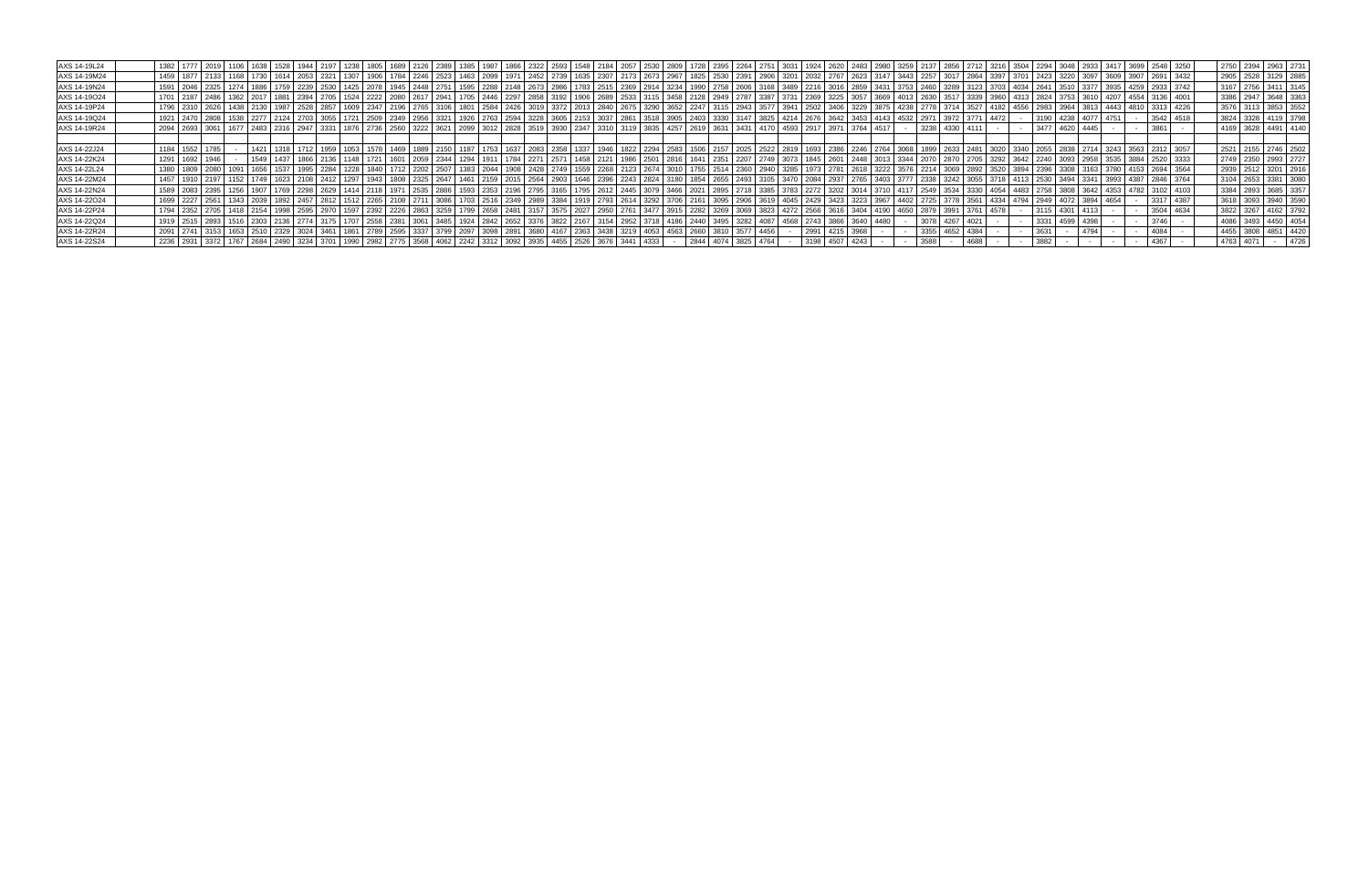| | | | | | | | | | | | | | | | | | | | | | | | | | | | | | | | | | | | | | | | | | | | | | | | | | | |
|---|---|---|---|---|---|---|---|---|---|---|---|---|---|---|---|---|---|---|---|---|---|---|---|---|---|---|---|---|---|---|---|---|---|---|---|---|---|---|---|---|---|---|---|---|---|---|---|---|---|---|
| AXS 14-19L24 | 1382 | 1777 | 2019 | 1106 | 1638 | 1528 | 1944 | 2197 | 1238 | 1805 | 1689 | 2126 | 2389 | 1385 | 1987 | 1866 | 2322 | 2593 | 1548 | 2184 | 2057 | 2530 | 2809 | 1728 | 2395 | 2264 | 2751 | 3031 | 1924 | 2620 | 2483 | 2980 | 3259 | 2137 | 2856 | 2712 | 3216 | 3504 | 2294 | 3048 | 2933 | 3417 | 3699 | 2548 | 3250 | | 2750 | 2394 | 2963 | 2731 |
| AXS 14-19M24 | 1459 | 1877 | 2133 | 1168 | 1730 | 1614 | 2053 | 2321 | 1307 | 1906 | 1784 | 2246 | 2523 | 1463 | 2099 | 1971 | 2452 | 2739 | 1635 | 2307 | 2173 | 2673 | 2967 | 1825 | 2530 | 2391 | 2906 | 3201 | 2032 | 2767 | 2623 | 3147 | 3443 | 2257 | 3017 | 2864 | 3397 | 3701 | 2423 | 3220 | 3097 | 3609 | 3907 | 2691 | 3432 | | 2905 | 2528 | 3129 | 2885 |
| AXS 14-19N24 | 1591 | 2046 | 2325 | 1274 | 1886 | 1759 | 2239 | 2530 | 1425 | 2078 | 1945 | 2448 | 2751 | 1595 | 2288 | 2148 | 2673 | 2986 | 1783 | 2515 | 2369 | 2914 | 3234 | 1990 | 2758 | 2606 | 3168 | 3489 | 2216 | 3016 | 2859 | 3431 | 3753 | 2460 | 3289 | 3123 | 3703 | 4034 | 2641 | 3510 | 3377 | 3935 | 4259 | 2933 | 3742 | | 3167 | 2756 | 3411 | 3145 |
| AXS 14-19O24 | 1701 | 2187 | 2486 | 1362 | 2017 | 1881 | 2394 | 2705 | 1524 | 2222 | 2080 | 2617 | 2941 | 1705 | 2446 | 2297 | 2858 | 3192 | 1906 | 2689 | 2533 | 3115 | 3458 | 2128 | 2949 | 2787 | 3387 | 3731 | 2369 | 3225 | 3057 | 3669 | 4013 | 2630 | 3517 | 3339 | 3960 | 4313 | 2824 | 3753 | 3610 | 4207 | 4554 | 3136 | 4001 | | 3386 | 2947 | 3648 | 3363 |
| AXS 14-19P24 | 1796 | 2310 | 2626 | 1438 | 2130 | 1987 | 2528 | 2857 | 1609 | 2347 | 2196 | 2765 | 3106 | 1801 | 2584 | 2426 | 3019 | 3372 | 2013 | 2840 | 2675 | 3290 | 3652 | 2247 | 3115 | 2943 | 3577 | 3941 | 2502 | 3406 | 3229 | 3875 | 4238 | 2778 | 3714 | 3527 | 4182 | 4556 | 2983 | 3964 | 3813 | 4443 | 4810 | 3313 | 4226 | | 3576 | 3113 | 3853 | 3552 |
| AXS 14-19Q24 | 1921 | 2470 | 2808 | 1538 | 2277 | 2124 | 2703 | 3055 | 1721 | 2509 | 2349 | 2956 | 3321 | 1926 | 2763 | 2594 | 3228 | 3605 | 2153 | 3037 | 2861 | 3518 | 3905 | 2403 | 3330 | 3147 | 3825 | 4214 | 2676 | 3642 | 3453 | 4143 | 4532 | 2971 | 3972 | 3771 | 4472 | - | 3190 | 4238 | 4077 | 4751 | - | 3542 | 4518 | | 3824 | 3328 | 4119 | 3798 |
| AXS 14-19R24 | 2094 | 2693 | 3061 | 1677 | 2483 | 2316 | 2947 | 3331 | 1876 | 2736 | 2560 | 3222 | 3621 | 2099 | 3012 | 2828 | 3519 | 3930 | 2347 | 3310 | 3119 | 3835 | 4257 | 2619 | 3631 | 3431 | 4170 | 4593 | 2917 | 3971 | 3764 | 4517 | - | 3238 | 4330 | 4111 | - | - | 3477 | 4620 | 4445 | - | - | 3861 | - | | 4169 | 3628 | 4491 | 4140 |
| | | | | | | | | | | | | | | | | | | | | | | | | | | | | | | | | | | | | | | | | | | | | | | | | | | |
| AXS 14-22J24 | 1184 | 1552 | 1785 | - | 1421 | 1318 | 1712 | 1959 | 1053 | 1578 | 1469 | 1889 | 2150 | 1187 | 1753 | 1637 | 2083 | 2358 | 1337 | 1946 | 1822 | 2294 | 2583 | 1506 | 2157 | 2025 | 2522 | 2819 | 1693 | 2386 | 2246 | 2764 | 3068 | 1899 | 2633 | 2481 | 3020 | 3340 | 2055 | 2838 | 2714 | 3243 | 3563 | 2312 | 3057 | | 2521 | 2155 | 2746 | 2502 |
| AXS 14-22K24 | 1291 | 1692 | 1946 | - | 1549 | 1437 | 1866 | 2136 | 1148 | 1721 | 1601 | 2059 | 2344 | 1294 | 1911 | 1784 | 2271 | 2571 | 1458 | 2121 | 1986 | 2501 | 2816 | 1641 | 2351 | 2207 | 2749 | 3073 | 1845 | 2601 | 2448 | 3013 | 3344 | 2070 | 2870 | 2705 | 3292 | 3642 | 2240 | 3093 | 2958 | 3535 | 3884 | 2520 | 3333 | | 2749 | 2350 | 2993 | 2727 |
| AXS 14-22L24 | 1380 | 1809 | 2080 | 1091 | 1656 | 1537 | 1995 | 2284 | 1228 | 1840 | 1712 | 2202 | 2507 | 1383 | 2044 | 1908 | 2428 | 2749 | 1559 | 2268 | 2123 | 2674 | 3010 | 1755 | 2514 | 2360 | 2940 | 3285 | 1973 | 2781 | 2618 | 3222 | 3576 | 2214 | 3069 | 2892 | 3520 | 3894 | 2396 | 3308 | 3163 | 3780 | 4153 | 2694 | 3564 | | 2939 | 2512 | 3201 | 2916 |
| AXS 14-22M24 | 1457 | 1910 | 2197 | 1152 | 1749 | 1623 | 2108 | 2412 | 1297 | 1943 | 1808 | 2325 | 2647 | 1461 | 2159 | 2015 | 2564 | 2903 | 1646 | 2396 | 2243 | 2824 | 3180 | 1854 | 2655 | 2493 | 3105 | 3470 | 2084 | 2937 | 2765 | 3403 | 3777 | 2338 | 3242 | 3055 | 3718 | 4113 | 2530 | 3494 | 3341 | 3993 | 4387 | 2846 | 3764 | | 3104 | 2653 | 3381 | 3080 |
| AXS 14-22N24 | 1589 | 2083 | 2395 | 1256 | 1907 | 1769 | 2298 | 2629 | 1414 | 2118 | 1971 | 2535 | 2886 | 1593 | 2353 | 2196 | 2795 | 3165 | 1795 | 2612 | 2445 | 3079 | 3466 | 2021 | 2895 | 2718 | 3385 | 3783 | 2272 | 3202 | 3014 | 3710 | 4117 | 2549 | 3534 | 3330 | 4054 | 4483 | 2758 | 3808 | 3642 | 4353 | 4782 | 3102 | 4103 | | 3384 | 2893 | 3685 | 3357 |
| AXS 14-22O24 | 1699 | 2227 | 2561 | 1343 | 2039 | 1892 | 2457 | 2812 | 1512 | 2265 | 2108 | 2711 | 3086 | 1703 | 2516 | 2349 | 2989 | 3384 | 1919 | 2793 | 2614 | 3292 | 3706 | 2161 | 3095 | 2906 | 3619 | 4045 | 2429 | 3423 | 3223 | 3967 | 4402 | 2725 | 3778 | 3561 | 4334 | 4794 | 2949 | 4072 | 3894 | 4654 | - | 3317 | 4387 | | 3618 | 3093 | 3940 | 3590 |
| AXS 14-22P24 | 1794 | 2352 | 2705 | 1418 | 2154 | 1998 | 2595 | 2970 | 1597 | 2392 | 2226 | 2863 | 3259 | 1799 | 2658 | 2481 | 3157 | 3575 | 2027 | 2950 | 2761 | 3477 | 3915 | 2282 | 3269 | 3069 | 3823 | 4272 | 2566 | 3616 | 3404 | 4190 | 4650 | 2879 | 3991 | 3761 | 4578 | - | 3115 | 4301 | 4113 | - | - | 3504 | 4634 | | 3822 | 3267 | 4162 | 3792 |
| AXS 14-22Q24 | 1919 | 2515 | 2893 | 1516 | 2303 | 2136 | 2774 | 3175 | 1707 | 2558 | 2381 | 3061 | 3485 | 1924 | 2842 | 2652 | 3376 | 3822 | 2167 | 3154 | 2952 | 3718 | 4186 | 2440 | 3495 | 3282 | 4087 | 4568 | 2743 | 3866 | 3640 | 4480 | - | 3078 | 4267 | 4021 | - | - | 3331 | 4599 | 4398 | - | - | 3746 | - | | 4086 | 3493 | 4450 | 4054 |
| AXS 14-22R24 | 2091 | 2741 | 3153 | 1653 | 2510 | 2329 | 3024 | 3461 | 1861 | 2789 | 2595 | 3337 | 3799 | 2097 | 3098 | 2891 | 3680 | 4167 | 2363 | 3438 | 3219 | 4053 | 4563 | 2660 | 3810 | 3577 | 4456 | - | 2991 | 4215 | 3968 | - | - | 3355 | 4652 | 4384 | - | - | 3631 | - | 4794 | - | - | 4084 | - | | 4455 | 3808 | 4851 | 4420 |
| AXS 14-22S24 | 2236 | 2931 | 3372 | 1767 | 2684 | 2490 | 3234 | 3701 | 1990 | 2982 | 2775 | 3568 | 4062 | 2242 | 3312 | 3092 | 3935 | 4455 | 2526 | 3676 | 3441 | 4333 | - | 2844 | 4074 | 3825 | 4764 | - | 3198 | 4507 | 4243 | - | - | 3588 | - | 4688 | - | - | 3882 | - | - | - | - | 4367 | - | | 4763 | 4071 | - | 4726 |